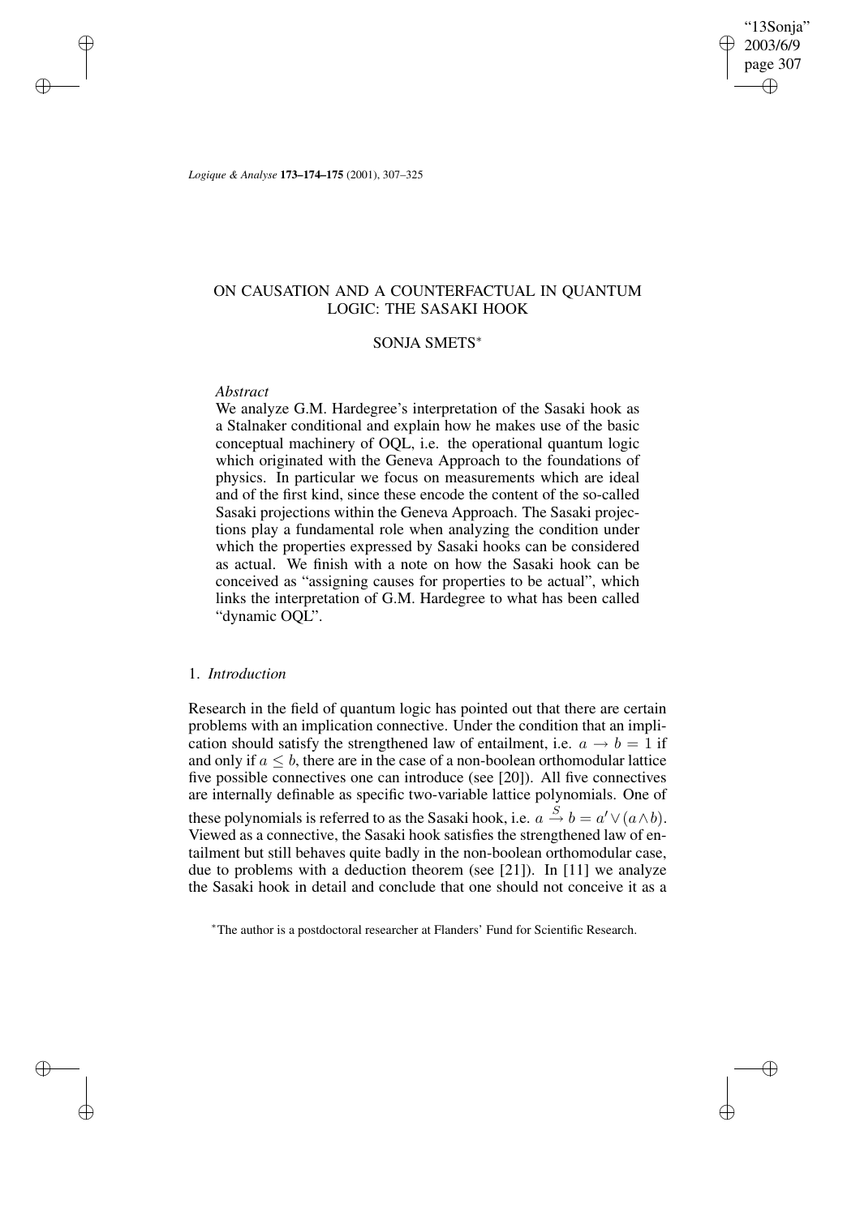# ON CAUSATION AND A COUNTERFACTUAL IN QUANTUM LOGIC: THE SASAKI HOOK

## SONJA SMETS*

### *Abstract*

We analyze G.M. Hardegree's interpretation of the Sasaki hook as a Stalnaker conditional and explain how he makes use of the basic conceptual machinery of OQL, i.e. the operational quantum logic which originated with the Geneva Approach to the foundations of physics. In particular we focus on measurements which are ideal and of the first kind, since these encode the content of the so-called Sasaki projections within the Geneva Approach. The Sasaki projections play a fundamental role when analyzing the condition under which the properties expressed by Sasaki hooks can be considered as actual. We finish with a note on how the Sasaki hook can be conceived as "assigning causes for properties to be actual", which links the interpretation of G.M. Hardegree to what has been called "dynamic OQL".

## 1. *Introduction*

Research in the field of quantum logic has pointed out that there are certain problems with an implication connective. Under the condition that an implication should satisfy the strengthened law of entailment, i.e. $a \to b = 1$ if and only if $a \leq b$, there are in the case of a non-boolean orthomodular lattice five possible connectives one can introduce (see [20]). All five connectives are internally definable as specific two-variable lattice polynomials. One of these polynomials is referred to as the Sasaki hook, i.e. $a \overset{S}{\to} b = a' \vee (a \wedge b)$. Viewed as a connective, the Sasaki hook satisfies the strengthened law of entailment but still behaves quite badly in the non-boolean orthomodular case, due to problems with a deduction theorem (see [21]). In [11] we analyze the Sasaki hook in detail and conclude that one should not conceive it as a

*The author is a postdoctoral researcher at Flanders' Fund for Scientific Research.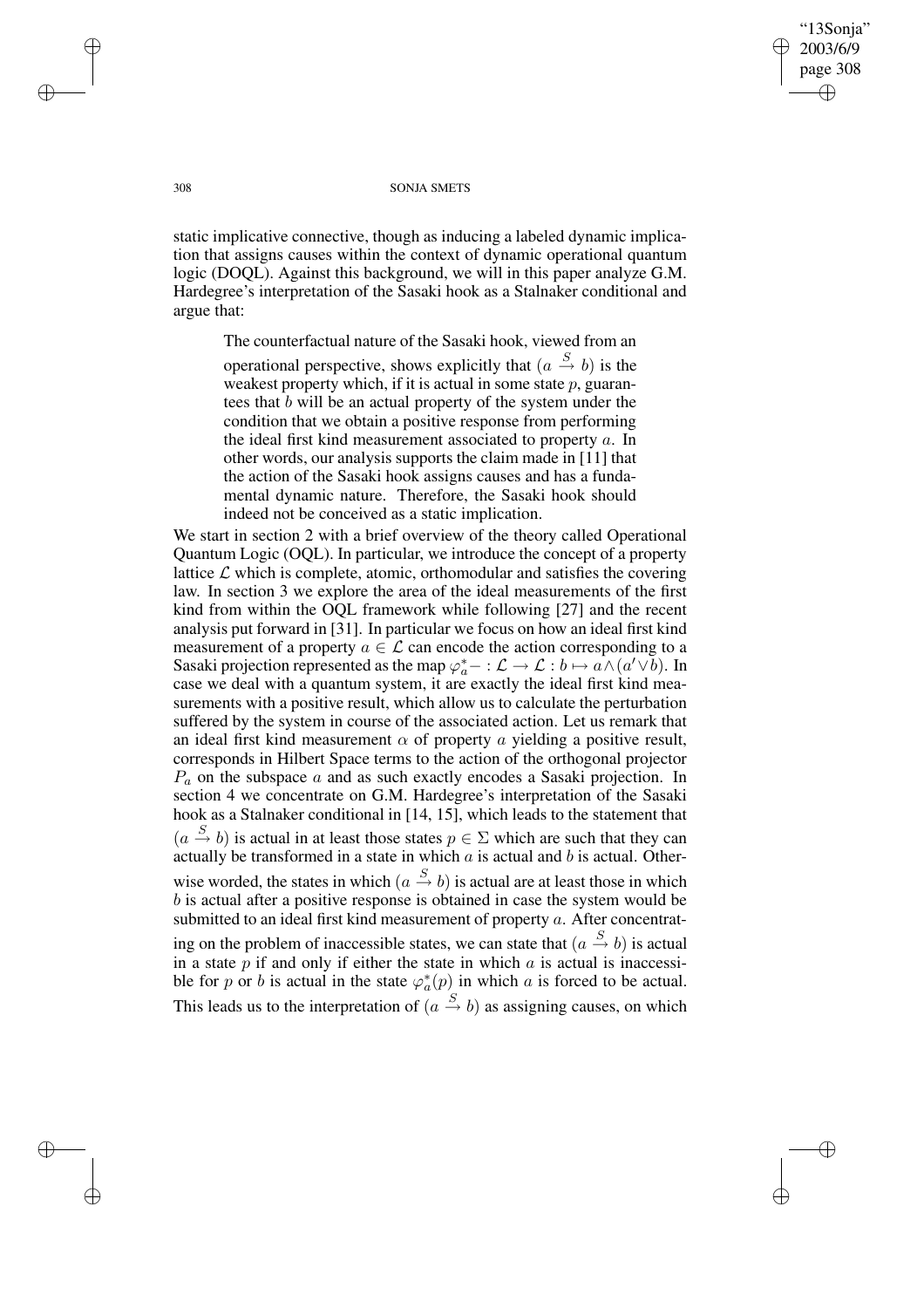static implicative connective, though as inducing a labeled dynamic implication that assigns causes within the context of dynamic operational quantum logic (DOQL). Against this background, we will in this paper analyze G.M. Hardegree's interpretation of the Sasaki hook as a Stalnaker conditional and argue that:

> The counterfactual nature of the Sasaki hook, viewed from an operational perspective, shows explicitly that $(a \xrightarrow{S} b)$ is the weakest property which, if it is actual in some state $p$, guarantees that $b$ will be an actual property of the system under the condition that we obtain a positive response from performing the ideal first kind measurement associated to property $a$. In other words, our analysis supports the claim made in [11] that the action of the Sasaki hook assigns causes and has a fundamental dynamic nature. Therefore, the Sasaki hook should indeed not be conceived as a static implication.

We start in section 2 with a brief overview of the theory called Operational Quantum Logic (OQL). In particular, we introduce the concept of a property lattice $\mathcal{L}$ which is complete, atomic, orthomodular and satisfies the covering law. In section 3 we explore the area of the ideal measurements of the first kind from within the OQL framework while following [27] and the recent analysis put forward in [31]. In particular we focus on how an ideal first kind measurement of a property $a \in \mathcal{L}$ can encode the action corresponding to a Sasaki projection represented as the map $\varphi_a^* - : \mathcal{L} \to \mathcal{L} : b \mapsto a \wedge (a' \vee b)$. In case we deal with a quantum system, it are exactly the ideal first kind measurements with a positive result, which allow us to calculate the perturbation suffered by the system in course of the associated action. Let us remark that an ideal first kind measurement $\alpha$ of property $a$ yielding a positive result, corresponds in Hilbert Space terms to the action of the orthogonal projector $P_a$ on the subspace $a$ and as such exactly encodes a Sasaki projection. In section 4 we concentrate on G.M. Hardegree's interpretation of the Sasaki hook as a Stalnaker conditional in [14, 15], which leads to the statement that $(a \xrightarrow{S} b)$ is actual in at least those states $p \in \Sigma$ which are such that they can actually be transformed in a state in which $a$ is actual and $b$ is actual. Otherwise worded, the states in which $(a \xrightarrow{S} b)$ is actual are at least those in which $b$ is actual after a positive response is obtained in case the system would be submitted to an ideal first kind measurement of property $a$. After concentrating on the problem of inaccessible states, we can state that $(a \xrightarrow{S} b)$ is actual in a state $p$ if and only if either the state in which $a$ is actual is inaccessible for $p$ or $b$ is actual in the state $\varphi_a^*(p)$ in which $a$ is forced to be actual. This leads us to the interpretation of $(a \xrightarrow{S} b)$ as assigning causes, on which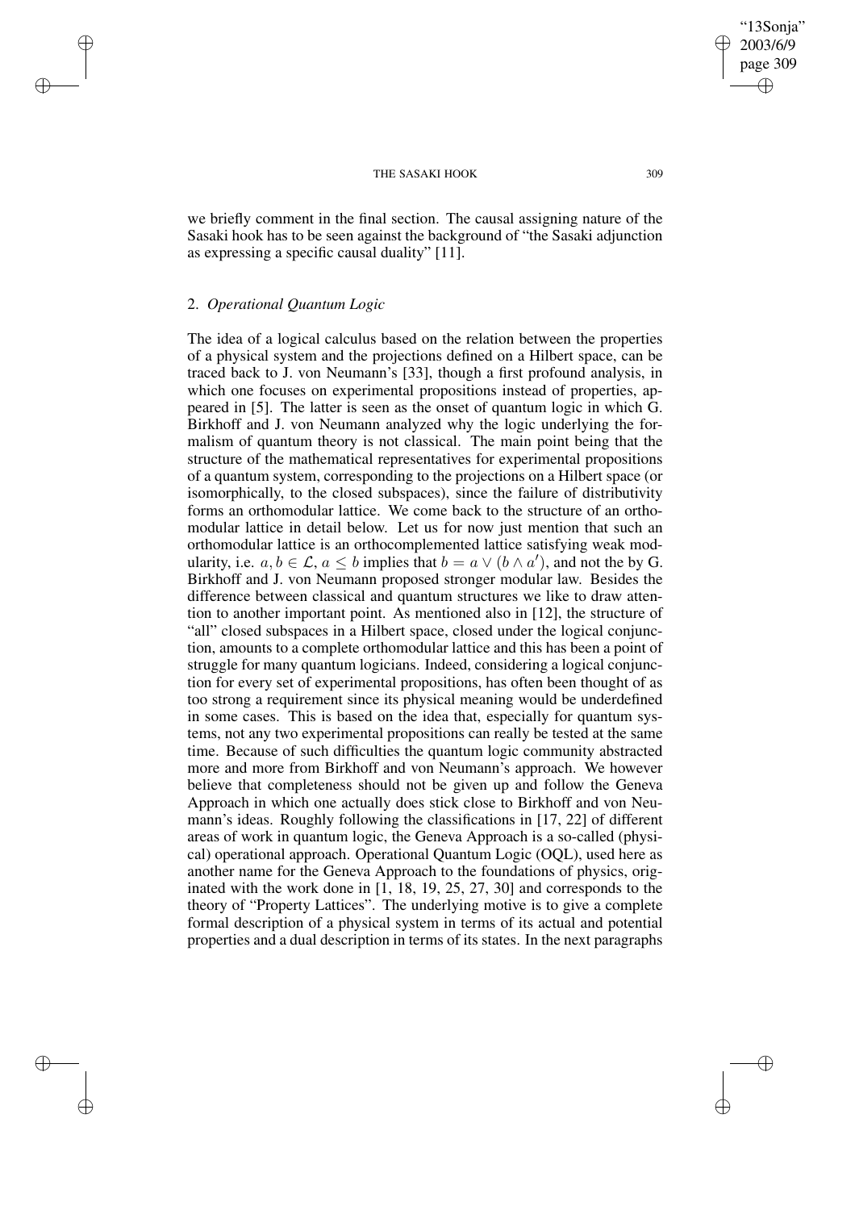we briefly comment in the final section. The causal assigning nature of the Sasaki hook has to be seen against the background of "the Sasaki adjunction as expressing a specific causal duality" [11].

## 2. *Operational Quantum Logic*

The idea of a logical calculus based on the relation between the properties of a physical system and the projections defined on a Hilbert space, can be traced back to J. von Neumann's [33], though a first profound analysis, in which one focuses on experimental propositions instead of properties, appeared in [5]. The latter is seen as the onset of quantum logic in which G. Birkhoff and J. von Neumann analyzed why the logic underlying the formalism of quantum theory is not classical. The main point being that the structure of the mathematical representatives for experimental propositions of a quantum system, corresponding to the projections on a Hilbert space (or isomorphically, to the closed subspaces), since the failure of distributivity forms an orthomodular lattice. We come back to the structure of an orthomodular lattice in detail below. Let us for now just mention that such an orthomodular lattice is an orthocomplemented lattice satisfying weak modularity, i.e. $a, b \in \mathcal{L}$, $a \leq b$ implies that $b = a \vee (b \wedge a')$, and not the by G. Birkhoff and J. von Neumann proposed stronger modular law. Besides the difference between classical and quantum structures we like to draw attention to another important point. As mentioned also in [12], the structure of "all" closed subspaces in a Hilbert space, closed under the logical conjunction, amounts to a complete orthomodular lattice and this has been a point of struggle for many quantum logicians. Indeed, considering a logical conjunction for every set of experimental propositions, has often been thought of as too strong a requirement since its physical meaning would be underdefined in some cases. This is based on the idea that, especially for quantum systems, not any two experimental propositions can really be tested at the same time. Because of such difficulties the quantum logic community abstracted more and more from Birkhoff and von Neumann's approach. We however believe that completeness should not be given up and follow the Geneva Approach in which one actually does stick close to Birkhoff and von Neumann's ideas. Roughly following the classifications in [17, 22] of different areas of work in quantum logic, the Geneva Approach is a so-called (physical) operational approach. Operational Quantum Logic (OQL), used here as another name for the Geneva Approach to the foundations of physics, originated with the work done in [1, 18, 19, 25, 27, 30] and corresponds to the theory of "Property Lattices". The underlying motive is to give a complete formal description of a physical system in terms of its actual and potential properties and a dual description in terms of its states. In the next paragraphs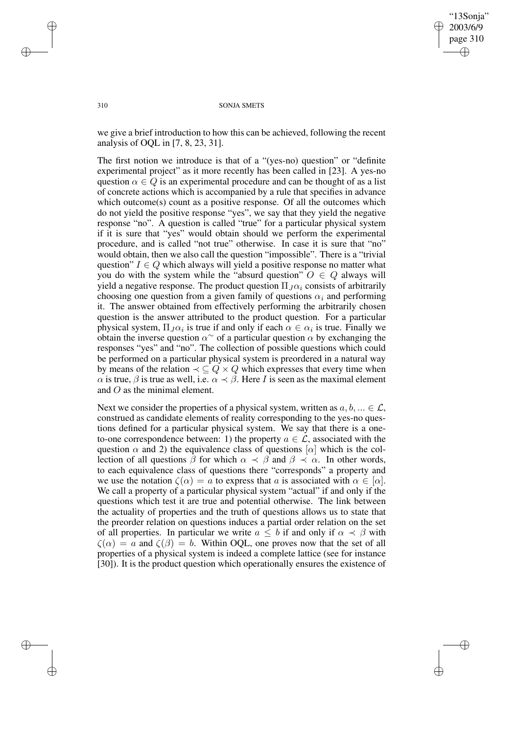we give a brief introduction to how this can be achieved, following the recent analysis of OQL in [7, 8, 23, 31].

The first notion we introduce is that of a "(yes-no) question" or "definite experimental project" as it more recently has been called in [23]. A yes-no question $\alpha \in Q$ is an experimental procedure and can be thought of as a list of concrete actions which is accompanied by a rule that specifies in advance which outcome(s) count as a positive response. Of all the outcomes which do not yield the positive response "yes", we say that they yield the negative response "no". A question is called "true" for a particular physical system if it is sure that "yes" would obtain should we perform the experimental procedure, and is called "not true" otherwise. In case it is sure that "no" would obtain, then we also call the question "impossible". There is a "trivial question" $I \in Q$ which always will yield a positive response no matter what you do with the system while the "absurd question" $O \in Q$ always will yield a negative response. The product question $\Pi_J \alpha_i$ consists of arbitrarily choosing one question from a given family of questions $\alpha_i$ and performing it. The answer obtained from effectively performing the arbitrarily chosen question is the answer attributed to the product question. For a particular physical system, $\Pi_J \alpha_i$ is true if and only if each $\alpha \in \alpha_i$ is true. Finally we obtain the inverse question $\alpha^{\sim}$ of a particular question $\alpha$ by exchanging the responses "yes" and "no". The collection of possible questions which could be performed on a particular physical system is preordered in a natural way by means of the relation $\prec \subseteq Q \times Q$ which expresses that every time when $\alpha$ is true, $\beta$ is true as well, i.e. $\alpha \prec \beta$. Here $I$ is seen as the maximal element and $O$ as the minimal element.

Next we consider the properties of a physical system, written as $a, b, ... \in \mathcal{L}$, construed as candidate elements of reality corresponding to the yes-no questions defined for a particular physical system. We say that there is a one-to-one correspondence between: 1) the property $a \in \mathcal{L}$, associated with the question $\alpha$ and 2) the equivalence class of questions $[\alpha]$ which is the collection of all questions $\beta$ for which $\alpha \prec \beta$ and $\beta \prec \alpha$. In other words, to each equivalence class of questions there "corresponds" a property and we use the notation $\zeta(\alpha) = a$ to express that $a$ is associated with $\alpha \in [\alpha]$. We call a property of a particular physical system "actual" if and only if the questions which test it are true and potential otherwise. The link between the actuality of properties and the truth of questions allows us to state that the preorder relation on questions induces a partial order relation on the set of all properties. In particular we write $a \leq b$ if and only if $\alpha \prec \beta$ with $\zeta(\alpha) = a$ and $\zeta(\beta) = b$. Within OQL, one proves now that the set of all properties of a physical system is indeed a complete lattice (see for instance [30]). It is the product question which operationally ensures the existence of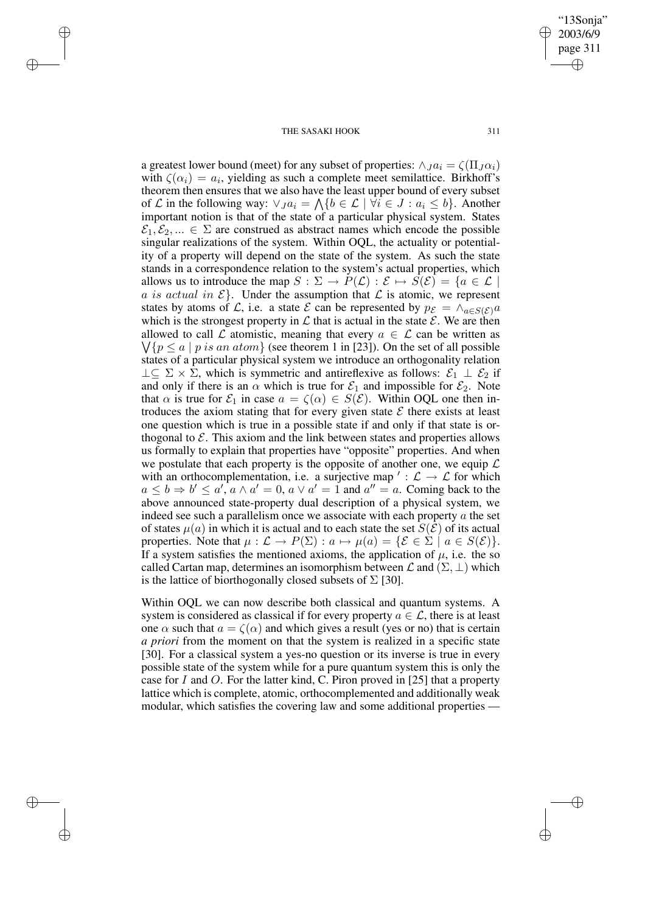a greatest lower bound (meet) for any subset of properties: $\wedge_J a_i = \zeta(\Pi_J \alpha_i)$ with $\zeta(\alpha_i) = a_i$, yielding as such a complete meet semilattice. Birkhoff's theorem then ensures that we also have the least upper bound of every subset of $\mathcal{L}$ in the following way: $\vee_J a_i = \bigwedge\{b \in \mathcal{L} \mid \forall i \in J : a_i \leq b\}$. Another important notion is that of the state of a particular physical system. States $\mathcal{E}_1, \mathcal{E}_2, ... \in \Sigma$ are construed as abstract names which encode the possible singular realizations of the system. Within OQL, the actuality or potentiality of a property will depend on the state of the system. As such the state stands in a correspondence relation to the system's actual properties, which allows us to introduce the map $S : \Sigma \to P(\mathcal{L}) : \mathcal{E} \mapsto S(\mathcal{E}) = \{a \in \mathcal{L} \mid a \textit{ is actual in } \mathcal{E}\}$. Under the assumption that $\mathcal{L}$ is atomic, we represent states by atoms of $\mathcal{L}$, i.e. a state $\mathcal{E}$ can be represented by $p_{\mathcal{E}} = \wedge_{a \in S(\mathcal{E})} a$ which is the strongest property in $\mathcal{L}$ that is actual in the state $\mathcal{E}$. We are then allowed to call $\mathcal{L}$ atomistic, meaning that every $a \in \mathcal{L}$ can be written as $\bigvee\{p \leq a \mid p \textit{ is an atom}\}$ (see theorem 1 in [23]). On the set of all possible states of a particular physical system we introduce an orthogonality relation $\perp \subseteq \Sigma \times \Sigma$, which is symmetric and antireflexive as follows: $\mathcal{E}_1 \perp \mathcal{E}_2$ if and only if there is an $\alpha$ which is true for $\mathcal{E}_1$ and impossible for $\mathcal{E}_2$. Note that $\alpha$ is true for $\mathcal{E}_1$ in case $a = \zeta(\alpha) \in S(\mathcal{E})$. Within OQL one then introduces the axiom stating that for every given state $\mathcal{E}$ there exists at least one question which is true in a possible state if and only if that state is orthogonal to $\mathcal{E}$. This axiom and the link between states and properties allows us formally to explain that properties have "opposite" properties. And when we postulate that each property is the opposite of another one, we equip $\mathcal{L}$ with an orthocomplementation, i.e. a surjective map $' : \mathcal{L} \to \mathcal{L}$ for which $a \leq b \Rightarrow b' \leq a'$, $a \wedge a' = 0$, $a \vee a' = 1$ and $a'' = a$. Coming back to the above announced state-property dual description of a physical system, we indeed see such a parallelism once we associate with each property $a$ the set of states $\mu(a)$ in which it is actual and to each state the set $S(\mathcal{E})$ of its actual properties. Note that $\mu : \mathcal{L} \to P(\Sigma) : a \mapsto \mu(a) = \{\mathcal{E} \in \Sigma \mid a \in S(\mathcal{E})\}$. If a system satisfies the mentioned axioms, the application of $\mu$, i.e. the so called Cartan map, determines an isomorphism between $\mathcal{L}$ and $(\Sigma, \perp)$ which is the lattice of biorthogonally closed subsets of $\Sigma$ [30].

Within OQL we can now describe both classical and quantum systems. A system is considered as classical if for every property $a \in \mathcal{L}$, there is at least one $\alpha$ such that $a = \zeta(\alpha)$ and which gives a result (yes or no) that is certain *a priori* from the moment on that the system is realized in a specific state [30]. For a classical system a yes-no question or its inverse is true in every possible state of the system while for a pure quantum system this is only the case for $I$ and $O$. For the latter kind, C. Piron proved in [25] that a property lattice which is complete, atomic, orthocomplemented and additionally weak modular, which satisfies the covering law and some additional properties —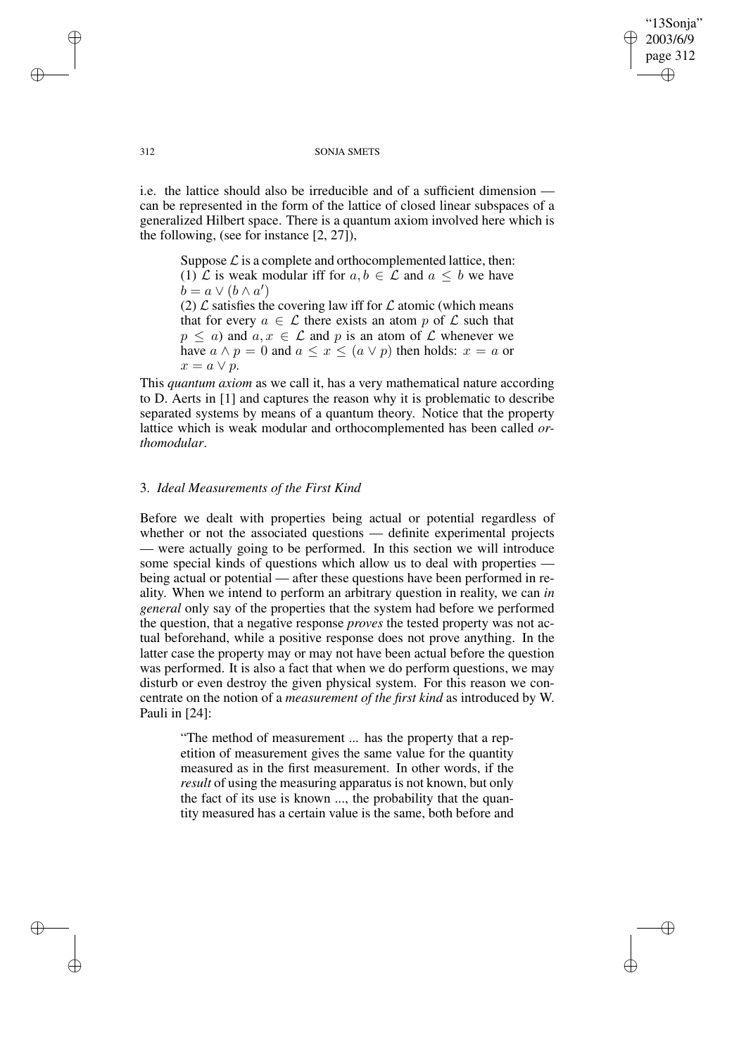i.e. the lattice should also be irreducible and of a sufficient dimension — can be represented in the form of the lattice of closed linear subspaces of a generalized Hilbert space. There is a quantum axiom involved here which is the following, (see for instance [2, 27]),

> Suppose $\mathcal{L}$ is a complete and orthocomplemented lattice, then:
> (1) $\mathcal{L}$ is weak modular iff for $a, b \in \mathcal{L}$ and $a \leq b$ we have $b = a \vee (b \wedge a')$
> (2) $\mathcal{L}$ satisfies the covering law iff for $\mathcal{L}$ atomic (which means that for every $a \in \mathcal{L}$ there exists an atom $p$ of $\mathcal{L}$ such that $p \leq a$) and $a, x \in \mathcal{L}$ and $p$ is an atom of $\mathcal{L}$ whenever we have $a \wedge p = 0$ and $a \leq x \leq (a \vee p)$ then holds: $x = a$ or $x = a \vee p$.

This *quantum axiom* as we call it, has a very mathematical nature according to D. Aerts in [1] and captures the reason why it is problematic to describe separated systems by means of a quantum theory. Notice that the property lattice which is weak modular and orthocomplemented has been called *orthomodular*.

## 3. *Ideal Measurements of the First Kind*

Before we dealt with properties being actual or potential regardless of whether or not the associated questions — definite experimental projects — were actually going to be performed. In this section we will introduce some special kinds of questions which allow us to deal with properties — being actual or potential — after these questions have been performed in reality. When we intend to perform an arbitrary question in reality, we can *in general* only say of the properties that the system had before we performed the question, that a negative response *proves* the tested property was not actual beforehand, while a positive response does not prove anything. In the latter case the property may or may not have been actual before the question was performed. It is also a fact that when we do perform questions, we may disturb or even destroy the given physical system. For this reason we concentrate on the notion of a *measurement of the first kind* as introduced by W. Pauli in [24]:

> "The method of measurement ... has the property that a repetition of measurement gives the same value for the quantity measured as in the first measurement. In other words, if the *result* of using the measuring apparatus is not known, but only the fact of its use is known ..., the probability that the quantity measured has a certain value is the same, both before and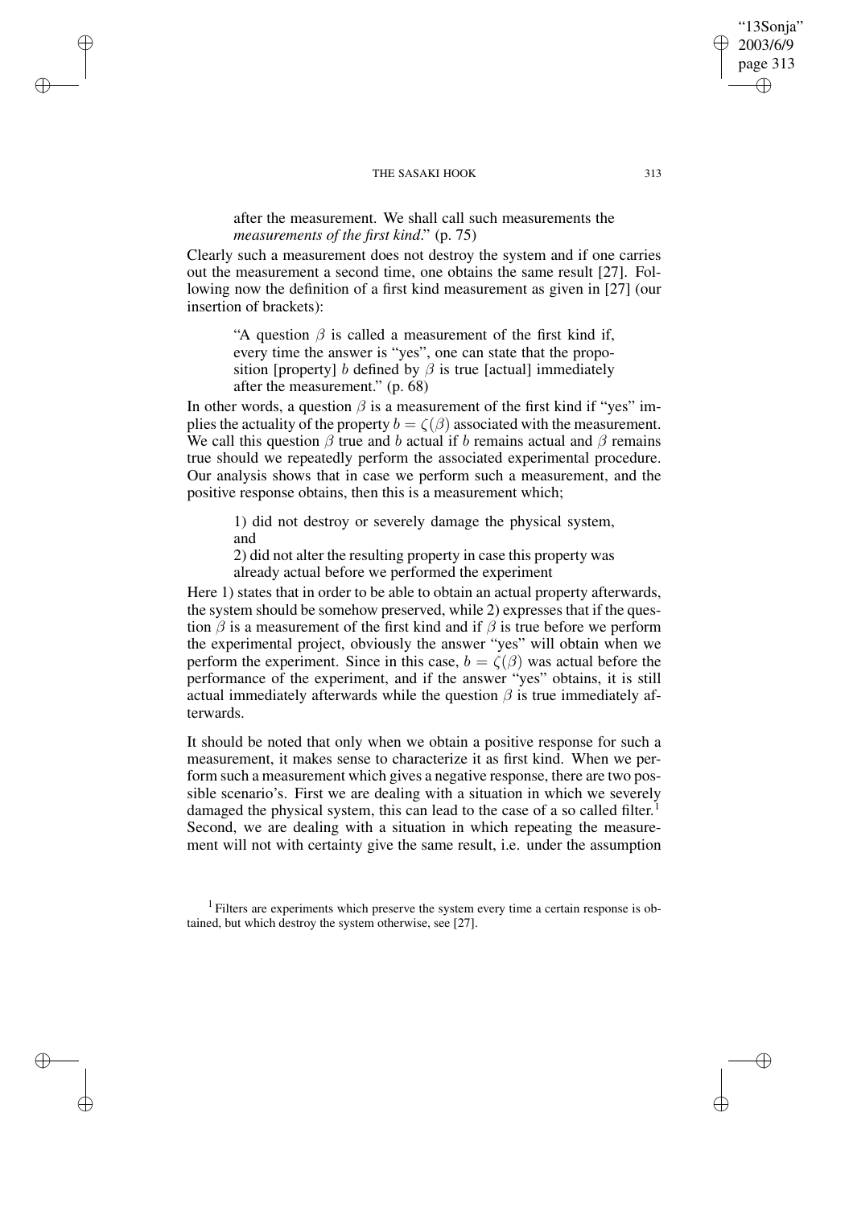after the measurement. We shall call such measurements the *measurements of the first kind*." (p. 75)

Clearly such a measurement does not destroy the system and if one carries out the measurement a second time, one obtains the same result [27]. Following now the definition of a first kind measurement as given in [27] (our insertion of brackets):

> "A question $\beta$ is called a measurement of the first kind if, every time the answer is "yes", one can state that the proposition [property] $b$ defined by $\beta$ is true [actual] immediately after the measurement." (p. 68)

In other words, a question $\beta$ is a measurement of the first kind if "yes" implies the actuality of the property $b = \zeta(\beta)$ associated with the measurement. We call this question $\beta$ true and $b$ actual if $b$ remains actual and $\beta$ remains true should we repeatedly perform the associated experimental procedure. Our analysis shows that in case we perform such a measurement, and the positive response obtains, then this is a measurement which;

> 1) did not destroy or severely damage the physical system, and
>
> 2) did not alter the resulting property in case this property was already actual before we performed the experiment

Here 1) states that in order to be able to obtain an actual property afterwards, the system should be somehow preserved, while 2) expresses that if the question $\beta$ is a measurement of the first kind and if $\beta$ is true before we perform the experimental project, obviously the answer "yes" will obtain when we perform the experiment. Since in this case, $b = \zeta(\beta)$ was actual before the performance of the experiment, and if the answer "yes" obtains, it is still actual immediately afterwards while the question $\beta$ is true immediately afterwards.

It should be noted that only when we obtain a positive response for such a measurement, it makes sense to characterize it as first kind. When we perform such a measurement which gives a negative response, there are two possible scenario's. First we are dealing with a situation in which we severely damaged the physical system, this can lead to the case of a so called filter.[1] Second, we are dealing with a situation in which repeating the measurement will not with certainty give the same result, i.e. under the assumption

[1] Filters are experiments which preserve the system every time a certain response is obtained, but which destroy the system otherwise, see [27].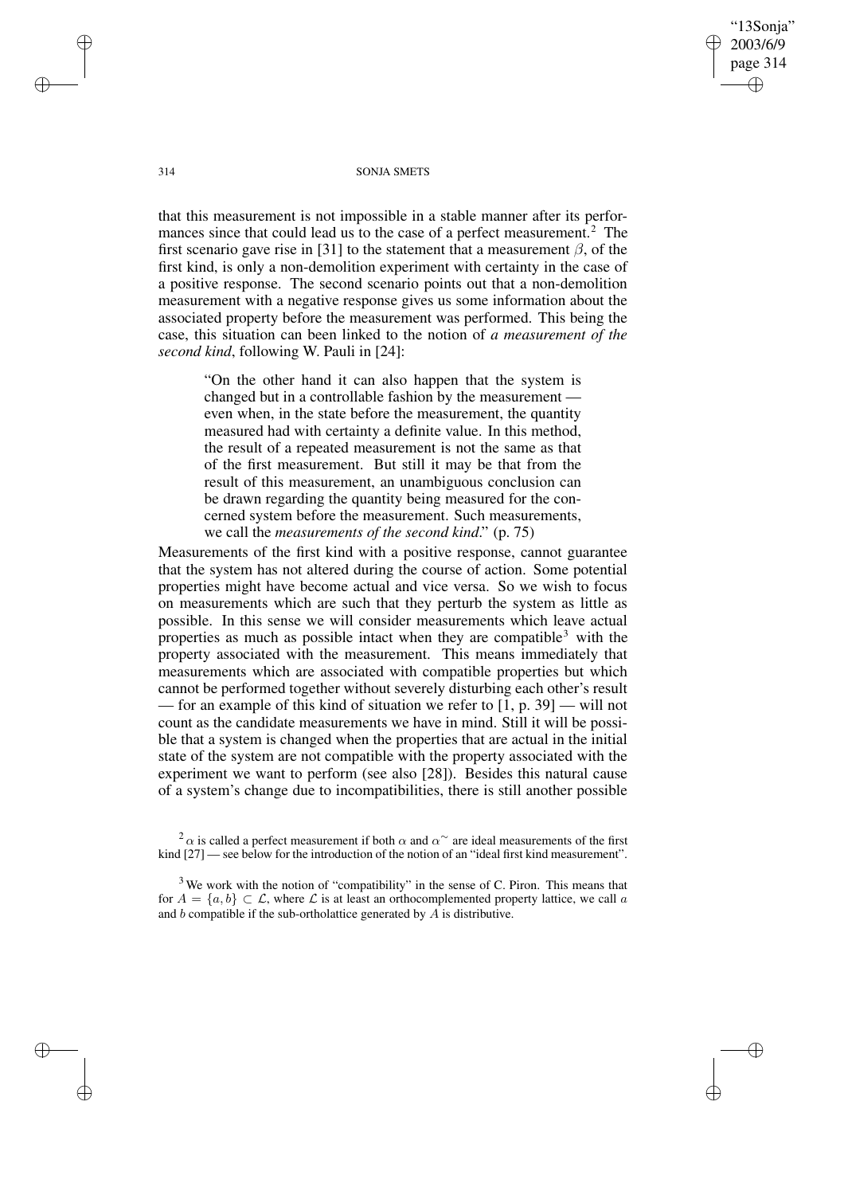that this measurement is not impossible in a stable manner after its performances since that could lead us to the case of a perfect measurement.[2] The first scenario gave rise in [31] to the statement that a measurement $\beta$, of the first kind, is only a non-demolition experiment with certainty in the case of a positive response. The second scenario points out that a non-demolition measurement with a negative response gives us some information about the associated property before the measurement was performed. This being the case, this situation can been linked to the notion of *a measurement of the second kind*, following W. Pauli in [24]:

> "On the other hand it can also happen that the system is changed but in a controllable fashion by the measurement — even when, in the state before the measurement, the quantity measured had with certainty a definite value. In this method, the result of a repeated measurement is not the same as that of the first measurement. But still it may be that from the result of this measurement, an unambiguous conclusion can be drawn regarding the quantity being measured for the concerned system before the measurement. Such measurements, we call the *measurements of the second kind*." (p. 75)

Measurements of the first kind with a positive response, cannot guarantee that the system has not altered during the course of action. Some potential properties might have become actual and vice versa. So we wish to focus on measurements which are such that they perturb the system as little as possible. In this sense we will consider measurements which leave actual properties as much as possible intact when they are compatible[3] with the property associated with the measurement. This means immediately that measurements which are associated with compatible properties but which cannot be performed together without severely disturbing each other's result — for an example of this kind of situation we refer to [1, p. 39] — will not count as the candidate measurements we have in mind. Still it will be possible that a system is changed when the properties that are actual in the initial state of the system are not compatible with the property associated with the experiment we want to perform (see also [28]). Besides this natural cause of a system's change due to incompatibilities, there is still another possible

[2] $\alpha$ is called a perfect measurement if both $\alpha$ and $\alpha^{\sim}$ are ideal measurements of the first kind [27] — see below for the introduction of the notion of an "ideal first kind measurement".

[3] We work with the notion of "compatibility" in the sense of C. Piron. This means that for $A = \{a, b\} \subset \mathcal{L}$, where $\mathcal{L}$ is at least an orthocomplemented property lattice, we call $a$ and $b$ compatible if the sub-ortholattice generated by $A$ is distributive.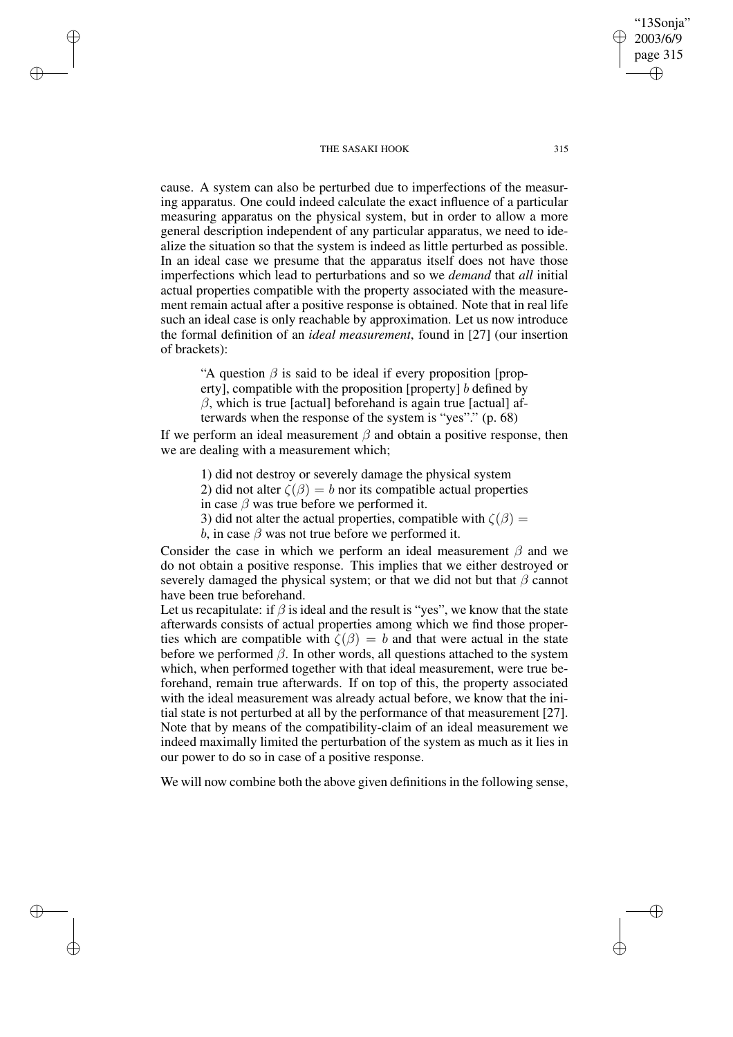cause. A system can also be perturbed due to imperfections of the measuring apparatus. One could indeed calculate the exact influence of a particular measuring apparatus on the physical system, but in order to allow a more general description independent of any particular apparatus, we need to idealize the situation so that the system is indeed as little perturbed as possible. In an ideal case we presume that the apparatus itself does not have those imperfections which lead to perturbations and so we *demand* that *all* initial actual properties compatible with the property associated with the measurement remain actual after a positive response is obtained. Note that in real life such an ideal case is only reachable by approximation. Let us now introduce the formal definition of an *ideal measurement*, found in [27] (our insertion of brackets):

> "A question $\beta$ is said to be ideal if every proposition [property], compatible with the proposition [property] $b$ defined by $\beta$, which is true [actual] beforehand is again true [actual] afterwards when the response of the system is "yes"." (p. 68)

If we perform an ideal measurement $\beta$ and obtain a positive response, then we are dealing with a measurement which;

> 1) did not destroy or severely damage the physical system
> 2) did not alter $\zeta(\beta) = b$ nor its compatible actual properties in case $\beta$ was true before we performed it.
> 3) did not alter the actual properties, compatible with $\zeta(\beta) = b$, in case $\beta$ was not true before we performed it.

Consider the case in which we perform an ideal measurement $\beta$ and we do not obtain a positive response. This implies that we either destroyed or severely damaged the physical system; or that we did not but that $\beta$ cannot have been true beforehand.

Let us recapitulate: if $\beta$ is ideal and the result is "yes", we know that the state afterwards consists of actual properties among which we find those properties which are compatible with $\zeta(\beta) = b$ and that were actual in the state before we performed $\beta$. In other words, all questions attached to the system which, when performed together with that ideal measurement, were true beforehand, remain true afterwards. If on top of this, the property associated with the ideal measurement was already actual before, we know that the initial state is not perturbed at all by the performance of that measurement [27]. Note that by means of the compatibility-claim of an ideal measurement we indeed maximally limited the perturbation of the system as much as it lies in our power to do so in case of a positive response.

We will now combine both the above given definitions in the following sense,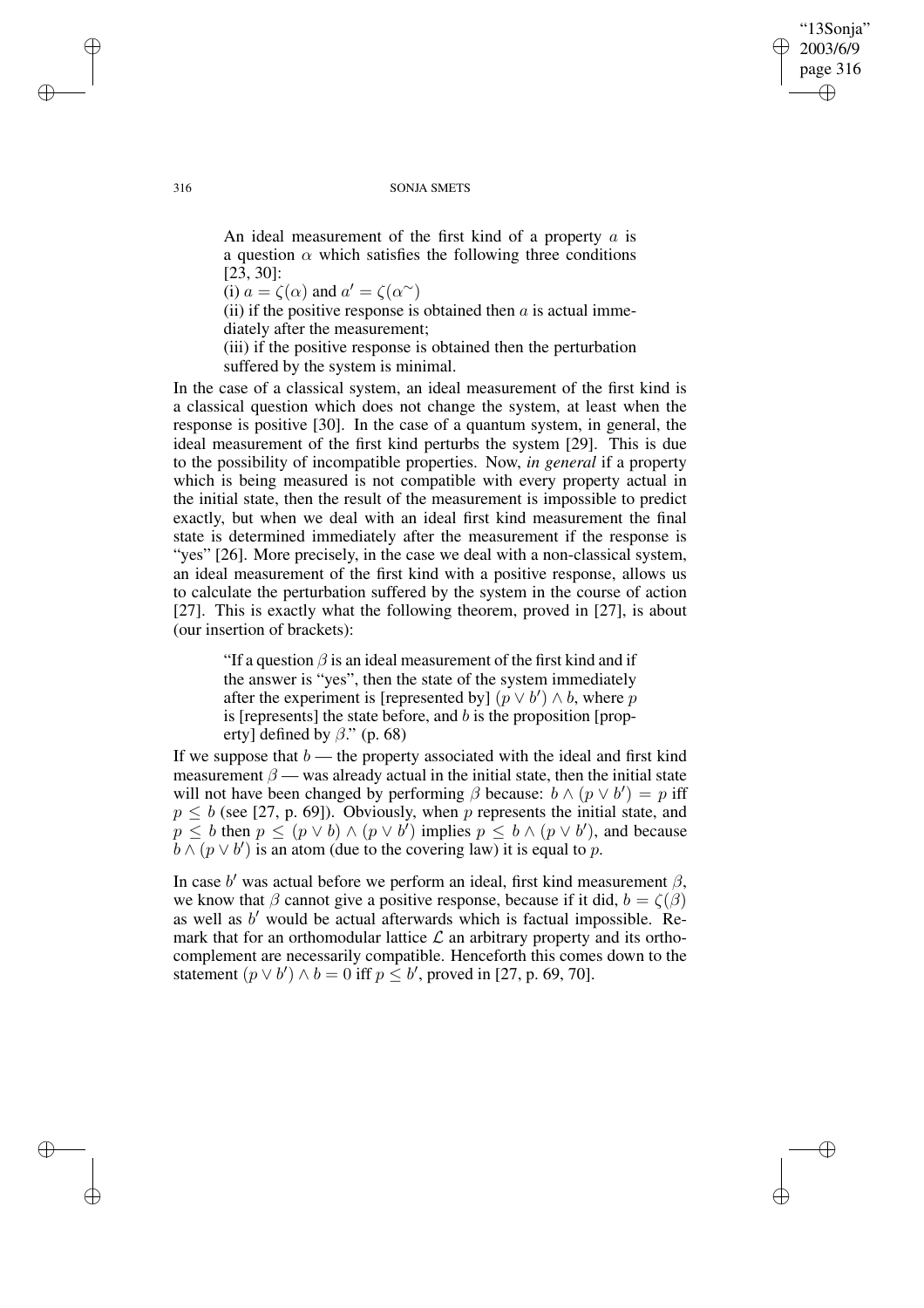> An ideal measurement of the first kind of a property $a$ is a question $\alpha$ which satisfies the following three conditions [23, 30]:
> (i) $a = \zeta(\alpha)$ and $a' = \zeta(\alpha^{\sim})$
> (ii) if the positive response is obtained then $a$ is actual immediately after the measurement;
> (iii) if the positive response is obtained then the perturbation suffered by the system is minimal.

In the case of a classical system, an ideal measurement of the first kind is a classical question which does not change the system, at least when the response is positive [30]. In the case of a quantum system, in general, the ideal measurement of the first kind perturbs the system [29]. This is due to the possibility of incompatible properties. Now, *in general* if a property which is being measured is not compatible with every property actual in the initial state, then the result of the measurement is impossible to predict exactly, but when we deal with an ideal first kind measurement the final state is determined immediately after the measurement if the response is "yes" [26]. More precisely, in the case we deal with a non-classical system, an ideal measurement of the first kind with a positive response, allows us to calculate the perturbation suffered by the system in the course of action [27]. This is exactly what the following theorem, proved in [27], is about (our insertion of brackets):

> "If a question $\beta$ is an ideal measurement of the first kind and if the answer is "yes", then the state of the system immediately after the experiment is [represented by] $(p \vee b') \wedge b$, where $p$ is [represents] the state before, and $b$ is the proposition [property] defined by $\beta$." (p. 68)

If we suppose that $b$ — the property associated with the ideal and first kind measurement $\beta$ — was already actual in the initial state, then the initial state will not have been changed by performing $\beta$ because: $b \wedge (p \vee b') = p$ iff $p \leq b$ (see [27, p. 69]). Obviously, when $p$ represents the initial state, and $p \leq b$ then $p \leq (p \vee b) \wedge (p \vee b')$ implies $p \leq b \wedge (p \vee b')$, and because $b \wedge (p \vee b')$ is an atom (due to the covering law) it is equal to $p$.

In case $b'$ was actual before we perform an ideal, first kind measurement $\beta$, we know that $\beta$ cannot give a positive response, because if it did, $b = \zeta(\beta)$ as well as $b'$ would be actual afterwards which is factual impossible. Remark that for an orthomodular lattice $\mathcal{L}$ an arbitrary property and its orthocomplement are necessarily compatible. Henceforth this comes down to the statement $(p \vee b') \wedge b = 0$ iff $p \leq b'$, proved in [27, p. 69, 70].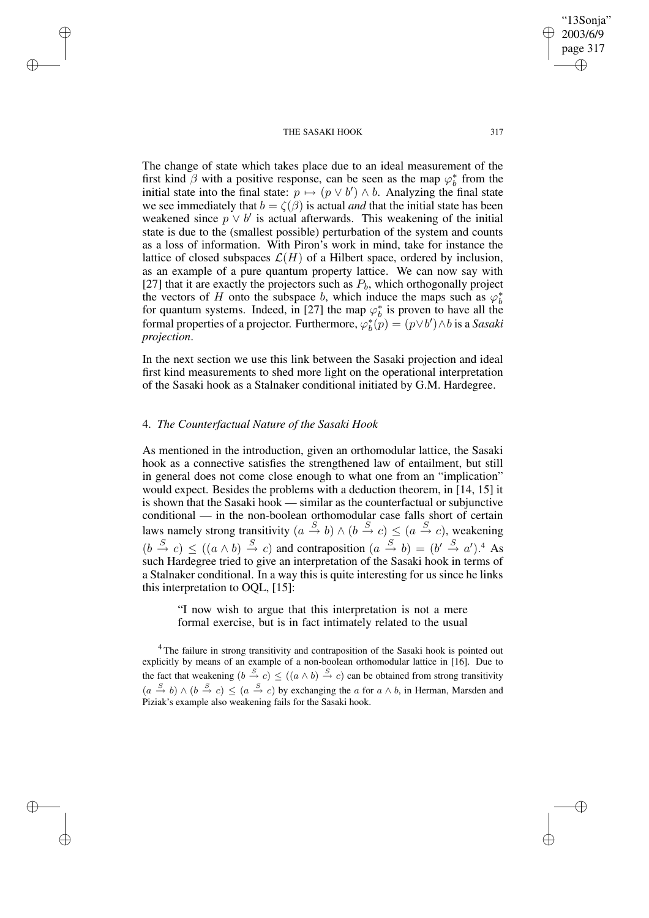The change of state which takes place due to an ideal measurement of the first kind $\beta$ with a positive response, can be seen as the map $\varphi_b^*$ from the initial state into the final state: $p \mapsto (p \vee b') \wedge b$. Analyzing the final state we see immediately that $b = \zeta(\beta)$ is actual *and* that the initial state has been weakened since $p \vee b'$ is actual afterwards. This weakening of the initial state is due to the (smallest possible) perturbation of the system and counts as a loss of information. With Piron's work in mind, take for instance the lattice of closed subspaces $\mathcal{L}(H)$ of a Hilbert space, ordered by inclusion, as an example of a pure quantum property lattice. We can now say with [27] that it are exactly the projectors such as $P_b$, which orthogonally project the vectors of $H$ onto the subspace $b$, which induce the maps such as $\varphi_b^*$ for quantum systems. Indeed, in [27] the map $\varphi_b^*$ is proven to have all the formal properties of a projector. Furthermore, $\varphi_b^*(p) = (p \vee b') \wedge b$ is a *Sasaki projection*.

In the next section we use this link between the Sasaki projection and ideal first kind measurements to shed more light on the operational interpretation of the Sasaki hook as a Stalnaker conditional initiated by G.M. Hardegree.

## 4. *The Counterfactual Nature of the Sasaki Hook*

As mentioned in the introduction, given an orthomodular lattice, the Sasaki hook as a connective satisfies the strengthened law of entailment, but still in general does not come close enough to what one from an "implication" would expect. Besides the problems with a deduction theorem, in [14, 15] it is shown that the Sasaki hook — similar as the counterfactual or subjunctive conditional — in the non-boolean orthomodular case falls short of certain laws namely strong transitivity $(a \stackrel{S}{\rightarrow} b) \wedge (b \stackrel{S}{\rightarrow} c) \leq (a \stackrel{S}{\rightarrow} c)$, weakening $(b \stackrel{S}{\rightarrow} c) \leq ((a \wedge b) \stackrel{S}{\rightarrow} c)$ and contraposition $(a \stackrel{S}{\rightarrow} b) = (b' \stackrel{S}{\rightarrow} a')$.[4] As such Hardegree tried to give an interpretation of the Sasaki hook in terms of a Stalnaker conditional. In a way this is quite interesting for us since he links this interpretation to OQL, [15]:

> "I now wish to argue that this interpretation is not a mere formal exercise, but is in fact intimately related to the usual

[4] The failure in strong transitivity and contraposition of the Sasaki hook is pointed out explicitly by means of an example of a non-boolean orthomodular lattice in [16]. Due to the fact that weakening $(b \stackrel{S}{\rightarrow} c) \leq ((a \wedge b) \stackrel{S}{\rightarrow} c)$ can be obtained from strong transitivity $(a \stackrel{S}{\rightarrow} b) \wedge (b \stackrel{S}{\rightarrow} c) \leq (a \stackrel{S}{\rightarrow} c)$ by exchanging the $a$ for $a \wedge b$, in Herman, Marsden and Piziak's example also weakening fails for the Sasaki hook.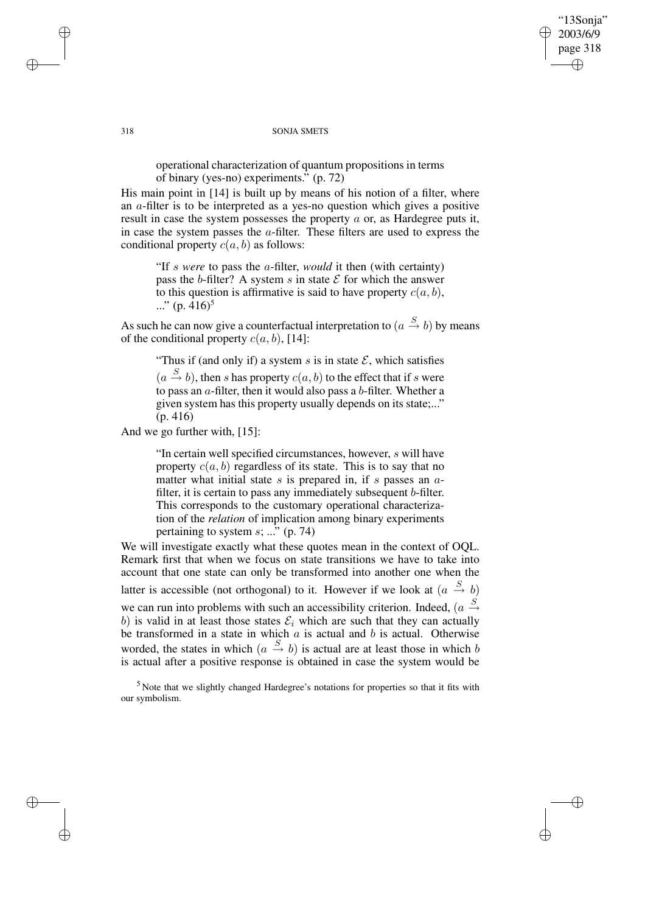operational characterization of quantum propositions in terms of binary (yes-no) experiments." (p. 72)

His main point in [14] is built up by means of his notion of a filter, where an $a$-filter is to be interpreted as a yes-no question which gives a positive result in case the system possesses the property $a$ or, as Hardegree puts it, in case the system passes the $a$-filter. These filters are used to express the conditional property $c(a, b)$ as follows:

> "If $s$ *were* to pass the $a$-filter, *would* it then (with certainty) pass the $b$-filter? A system $s$ in state $\mathcal{E}$ for which the answer to this question is affirmative is said to have property $c(a, b)$, ..." (p. 416)[5]

As such he can now give a counterfactual interpretation to $(a \overset{S}{\to} b)$ by means of the conditional property $c(a, b)$, [14]:

> "Thus if (and only if) a system $s$ is in state $\mathcal{E}$, which satisfies $(a \overset{S}{\to} b)$, then $s$ has property $c(a, b)$ to the effect that if $s$ were to pass an $a$-filter, then it would also pass a $b$-filter. Whether a given system has this property usually depends on its state;..." (p. 416)

And we go further with, [15]:

> "In certain well specified circumstances, however, $s$ will have property $c(a, b)$ regardless of its state. This is to say that no matter what initial state $s$ is prepared in, if $s$ passes an $a$-filter, it is certain to pass any immediately subsequent $b$-filter. This corresponds to the customary operational characterization of the *relation* of implication among binary experiments pertaining to system $s$; ..." (p. 74)

We will investigate exactly what these quotes mean in the context of OQL. Remark first that when we focus on state transitions we have to take into account that one state can only be transformed into another one when the latter is accessible (not orthogonal) to it. However if we look at $(a \overset{S}{\to} b)$ we can run into problems with such an accessibility criterion. Indeed, $(a \overset{S}{\to} b)$ is valid in at least those states $\mathcal{E}_i$ which are such that they can actually be transformed in a state in which $a$ is actual and $b$ is actual. Otherwise worded, the states in which $(a \overset{S}{\to} b)$ is actual are at least those in which $b$ is actual after a positive response is obtained in case the system would be

[5] Note that we slightly changed Hardegree's notations for properties so that it fits with our symbolism.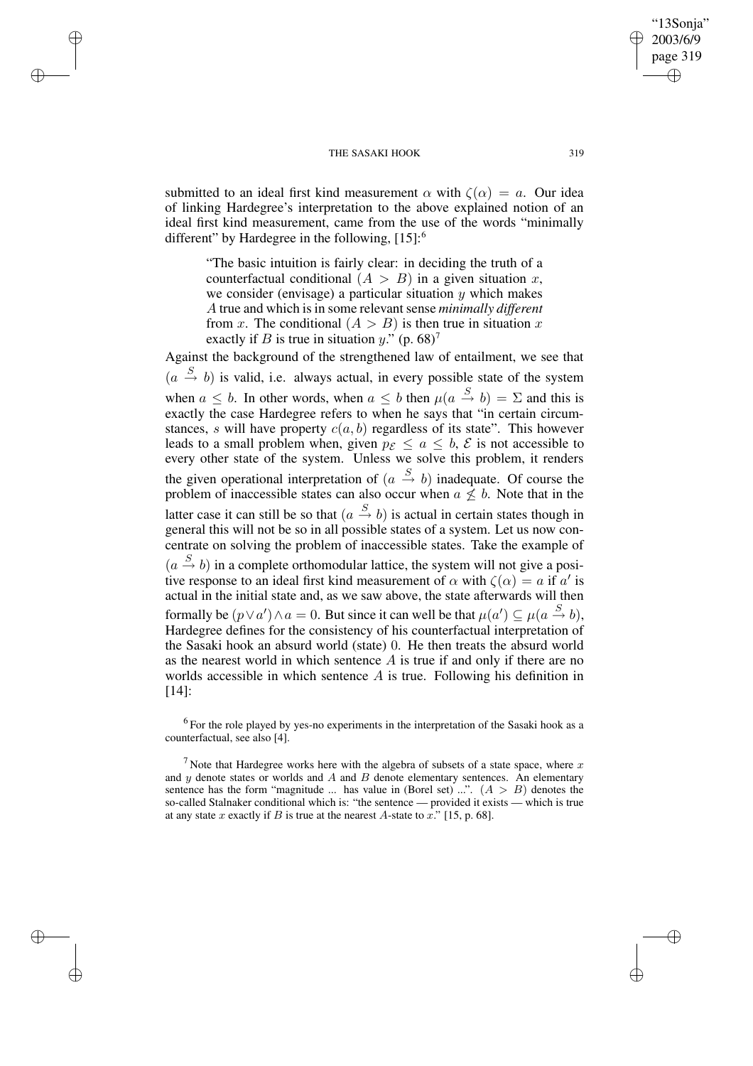submitted to an ideal first kind measurement $\alpha$ with $\zeta(\alpha) = a$. Our idea of linking Hardegree's interpretation to the above explained notion of an ideal first kind measurement, came from the use of the words "minimally different" by Hardegree in the following, [15]:[6]

> "The basic intuition is fairly clear: in deciding the truth of a counterfactual conditional $(A > B)$ in a given situation $x$, we consider (envisage) a particular situation $y$ which makes $A$ true and which is in some relevant sense *minimally different* from $x$. The conditional $(A > B)$ is then true in situation $x$ exactly if $B$ is true in situation $y$." (p. 68)[7]

Against the background of the strengthened law of entailment, we see that $(a \stackrel{S}{\rightarrow} b)$ is valid, i.e. always actual, in every possible state of the system when $a \leq b$. In other words, when $a \leq b$ then $\mu(a \stackrel{S}{\rightarrow} b) = \Sigma$ and this is exactly the case Hardegree refers to when he says that "in certain circumstances, $s$ will have property $c(a, b)$ regardless of its state". This however leads to a small problem when, given $p_{\mathcal{E}} \leq a \leq b$, $\mathcal{E}$ is not accessible to every other state of the system. Unless we solve this problem, it renders the given operational interpretation of $(a \stackrel{S}{\rightarrow} b)$ inadequate. Of course the problem of inaccessible states can also occur when $a \not\leq b$. Note that in the latter case it can still be so that $(a \stackrel{S}{\rightarrow} b)$ is actual in certain states though in general this will not be so in all possible states of a system. Let us now concentrate on solving the problem of inaccessible states. Take the example of $(a \stackrel{S}{\rightarrow} b)$ in a complete orthomodular lattice, the system will not give a positive response to an ideal first kind measurement of $\alpha$ with $\zeta(\alpha) = a$ if $a'$ is actual in the initial state and, as we saw above, the state afterwards will then formally be $(p \vee a') \wedge a = 0$. But since it can well be that $\mu(a') \subseteq \mu(a \stackrel{S}{\rightarrow} b)$, Hardegree defines for the consistency of his counterfactual interpretation of the Sasaki hook an absurd world (state) 0. He then treats the absurd world as the nearest world in which sentence $A$ is true if and only if there are no worlds accessible in which sentence $A$ is true. Following his definition in [14]:

[6] For the role played by yes-no experiments in the interpretation of the Sasaki hook as a counterfactual, see also [4].

[7] Note that Hardegree works here with the algebra of subsets of a state space, where $x$ and $y$ denote states or worlds and $A$ and $B$ denote elementary sentences. An elementary sentence has the form "magnitude ... has value in (Borel set) ...". $(A > B)$ denotes the so-called Stalnaker conditional which is: "the sentence — provided it exists — which is true at any state $x$ exactly if $B$ is true at the nearest $A$-state to $x$." [15, p. 68].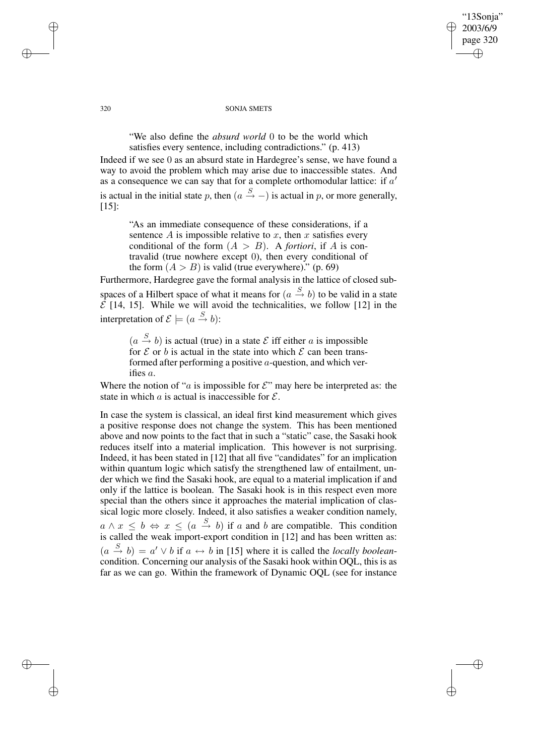> "We also define the *absurd world* 0 to be the world which satisfies every sentence, including contradictions." (p. 413)

Indeed if we see 0 as an absurd state in Hardegree's sense, we have found a way to avoid the problem which may arise due to inaccessible states. And as a consequence we can say that for a complete orthomodular lattice: if $a'$ is actual in the initial state $p$, then $(a \xrightarrow{S} -)$ is actual in $p$, or more generally, [15]:

> "As an immediate consequence of these considerations, if a sentence $A$ is impossible relative to $x$, then $x$ satisfies every conditional of the form $(A > B)$. A *fortiori*, if $A$ is contravalid (true nowhere except 0), then every conditional of the form $(A > B)$ is valid (true everywhere)." (p. 69)

Furthermore, Hardegree gave the formal analysis in the lattice of closed subspaces of a Hilbert space of what it means for $(a \xrightarrow{S} b)$ to be valid in a state $\mathcal{E}$ [14, 15]. While we will avoid the technicalities, we follow [12] in the interpretation of $\mathcal{E} \models (a \xrightarrow{S} b)$:

> $(a \xrightarrow{S} b)$ is actual (true) in a state $\mathcal{E}$ iff either $a$ is impossible for $\mathcal{E}$ or $b$ is actual in the state into which $\mathcal{E}$ can been transformed after performing a positive $a$-question, and which verifies $a$.

Where the notion of "$a$ is impossible for $\mathcal{E}$" may here be interpreted as: the state in which $a$ is actual is inaccessible for $\mathcal{E}$.

In case the system is classical, an ideal first kind measurement which gives a positive response does not change the system. This has been mentioned above and now points to the fact that in such a "static" case, the Sasaki hook reduces itself into a material implication. This however is not surprising. Indeed, it has been stated in [12] that all five "candidates" for an implication within quantum logic which satisfy the strengthened law of entailment, under which we find the Sasaki hook, are equal to a material implication if and only if the lattice is boolean. The Sasaki hook is in this respect even more special than the others since it approaches the material implication of classical logic more closely. Indeed, it also satisfies a weaker condition namely, $a \wedge x \leq b \Leftrightarrow x \leq (a \xrightarrow{S} b)$ if $a$ and $b$ are compatible. This condition is called the weak import-export condition in [12] and has been written as: $(a \xrightarrow{S} b) = a' \vee b$ if $a \leftrightarrow b$ in [15] where it is called the *locally boolean*-condition. Concerning our analysis of the Sasaki hook within OQL, this is as far as we can go. Within the framework of Dynamic OQL (see for instance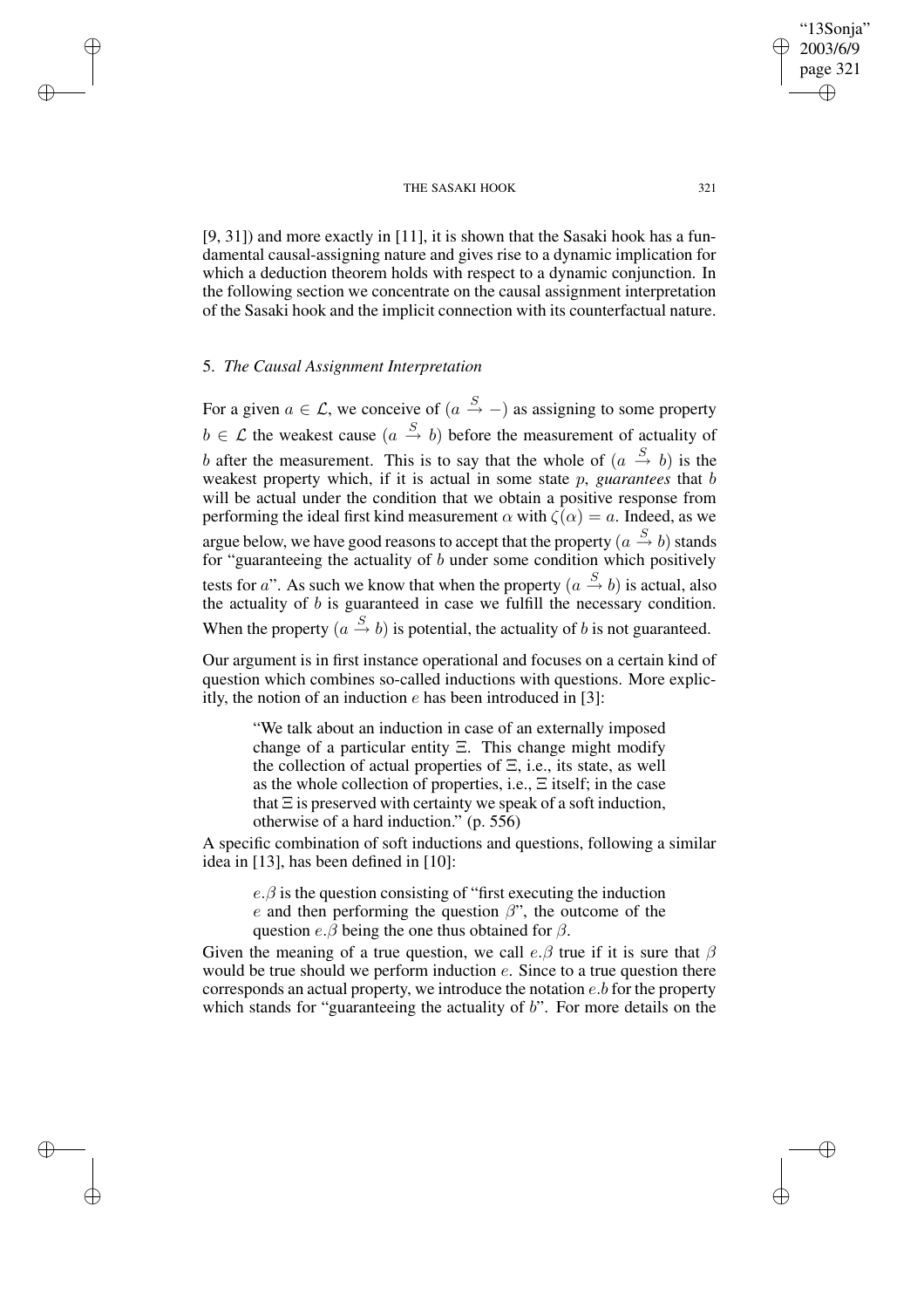[9, 31]) and more exactly in [11], it is shown that the Sasaki hook has a fundamental causal-assigning nature and gives rise to a dynamic implication for which a deduction theorem holds with respect to a dynamic conjunction. In the following section we concentrate on the causal assignment interpretation of the Sasaki hook and the implicit connection with its counterfactual nature.

## 5. *The Causal Assignment Interpretation*

For a given $a \in \mathcal{L}$, we conceive of $(a \xrightarrow{S} -)$ as assigning to some property $b \in \mathcal{L}$ the weakest cause $(a \xrightarrow{S} b)$ before the measurement of actuality of $b$ after the measurement. This is to say that the whole of $(a \xrightarrow{S} b)$ is the weakest property which, if it is actual in some state $p$, *guarantees* that $b$ will be actual under the condition that we obtain a positive response from performing the ideal first kind measurement $\alpha$ with $\zeta(\alpha) = a$. Indeed, as we argue below, we have good reasons to accept that the property $(a \xrightarrow{S} b)$ stands for "guaranteeing the actuality of $b$ under some condition which positively tests for $a$". As such we know that when the property $(a \xrightarrow{S} b)$ is actual, also the actuality of $b$ is guaranteed in case we fulfill the necessary condition. When the property $(a \xrightarrow{S} b)$ is potential, the actuality of $b$ is not guaranteed.

Our argument is in first instance operational and focuses on a certain kind of question which combines so-called inductions with questions. More explicitly, the notion of an induction $e$ has been introduced in [3]:

> "We talk about an induction in case of an externally imposed change of a particular entity $\Xi$. This change might modify the collection of actual properties of $\Xi$, i.e., its state, as well as the whole collection of properties, i.e., $\Xi$ itself; in the case that $\Xi$ is preserved with certainty we speak of a soft induction, otherwise of a hard induction." (p. 556)

A specific combination of soft inductions and questions, following a similar idea in [13], has been defined in [10]:

> $e.\beta$ is the question consisting of "first executing the induction $e$ and then performing the question $\beta$", the outcome of the question $e.\beta$ being the one thus obtained for $\beta$.

Given the meaning of a true question, we call $e.\beta$ true if it is sure that $\beta$ would be true should we perform induction $e$. Since to a true question there corresponds an actual property, we introduce the notation $e.b$ for the property which stands for "guaranteeing the actuality of $b$". For more details on the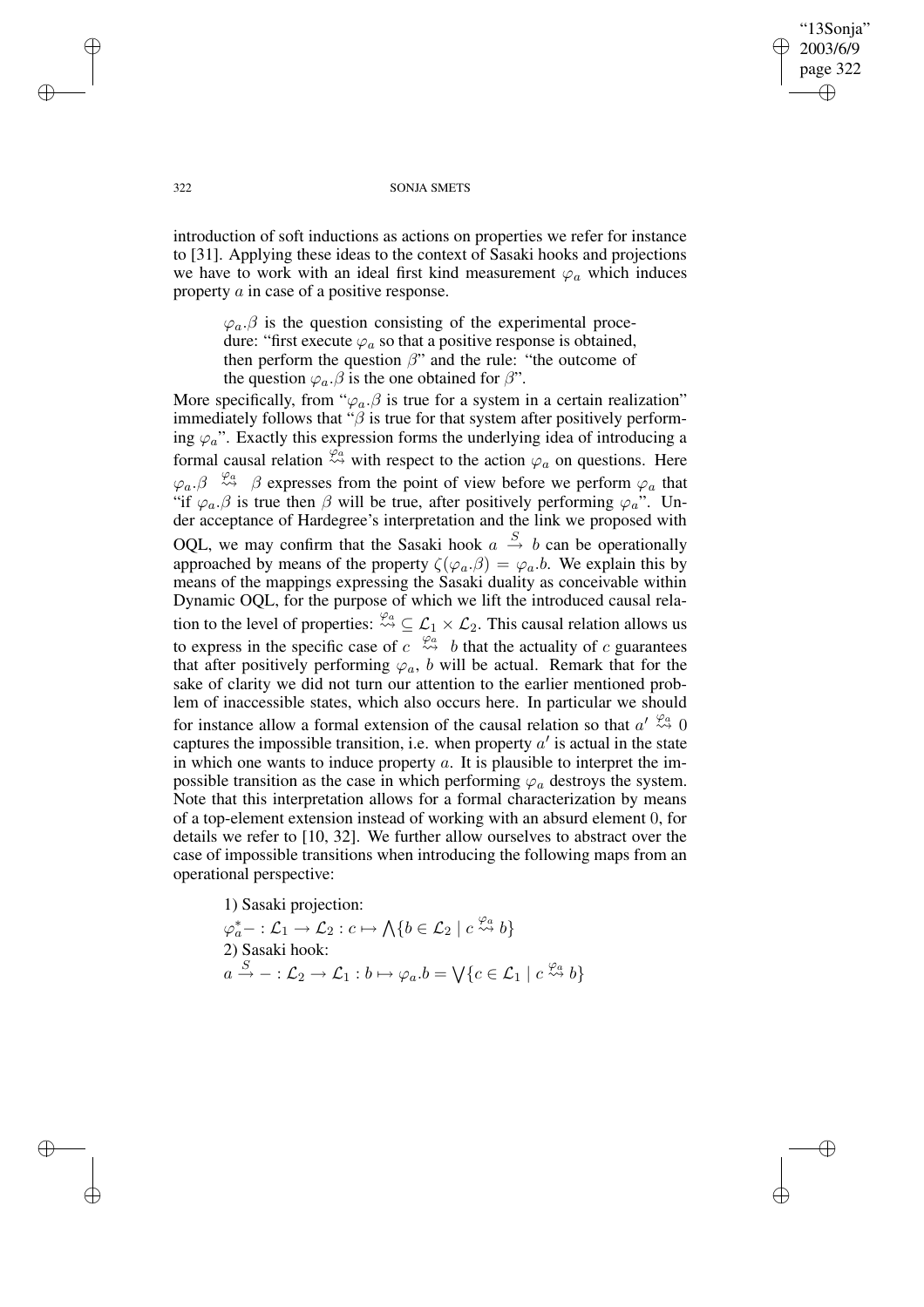introduction of soft inductions as actions on properties we refer for instance to [31]. Applying these ideas to the context of Sasaki hooks and projections we have to work with an ideal first kind measurement $\varphi_a$ which induces property $a$ in case of a positive response.

> $\varphi_a.\beta$ is the question consisting of the experimental procedure: "first execute $\varphi_a$ so that a positive response is obtained, then perform the question $\beta$" and the rule: "the outcome of the question $\varphi_a.\beta$ is the one obtained for $\beta$".

More specifically, from "$\varphi_a.\beta$ is true for a system in a certain realization" immediately follows that "$\beta$ is true for that system after positively performing $\varphi_a$". Exactly this expression forms the underlying idea of introducing a formal causal relation $\overset{\varphi_a}{\rightsquigarrow}$ with respect to the action $\varphi_a$ on questions. Here $\varphi_a.\beta \overset{\varphi_a}{\rightsquigarrow} \beta$ expresses from the point of view before we perform $\varphi_a$ that "if $\varphi_a.\beta$ is true then $\beta$ will be true, after positively performing $\varphi_a$". Under acceptance of Hardegree's interpretation and the link we proposed with OQL, we may confirm that the Sasaki hook $a \overset{S}{\rightarrow} b$ can be operationally approached by means of the property $\zeta(\varphi_a.\beta) = \varphi_a.b$. We explain this by means of the mappings expressing the Sasaki duality as conceivable within Dynamic OQL, for the purpose of which we lift the introduced causal relation to the level of properties: $\overset{\varphi_a}{\rightsquigarrow} \subseteq \mathcal{L}_1 \times \mathcal{L}_2$. This causal relation allows us to express in the specific case of $c \overset{\varphi_a}{\rightsquigarrow} b$ that the actuality of $c$ guarantees that after positively performing $\varphi_a$, $b$ will be actual. Remark that for the sake of clarity we did not turn our attention to the earlier mentioned problem of inaccessible states, which also occurs here. In particular we should for instance allow a formal extension of the causal relation so that $a' \overset{\varphi_a}{\rightsquigarrow} 0$ captures the impossible transition, i.e. when property $a'$ is actual in the state in which one wants to induce property $a$. It is plausible to interpret the impossible transition as the case in which performing $\varphi_a$ destroys the system. Note that this interpretation allows for a formal characterization by means of a top-element extension instead of working with an absurd element 0, for details we refer to [10, 32]. We further allow ourselves to abstract over the case of impossible transitions when introducing the following maps from an operational perspective:

1) Sasaki projection:
$\varphi_a^{*}- : \mathcal{L}_1 \to \mathcal{L}_2 : c \mapsto \bigwedge\{b \in \mathcal{L}_2 \mid c \overset{\varphi_a}{\rightsquigarrow} b\}$
2) Sasaki hook:
$a \overset{S}{\rightarrow} - : \mathcal{L}_2 \to \mathcal{L}_1 : b \mapsto \varphi_a.b = \bigvee\{c \in \mathcal{L}_1 \mid c \overset{\varphi_a}{\rightsquigarrow} b\}$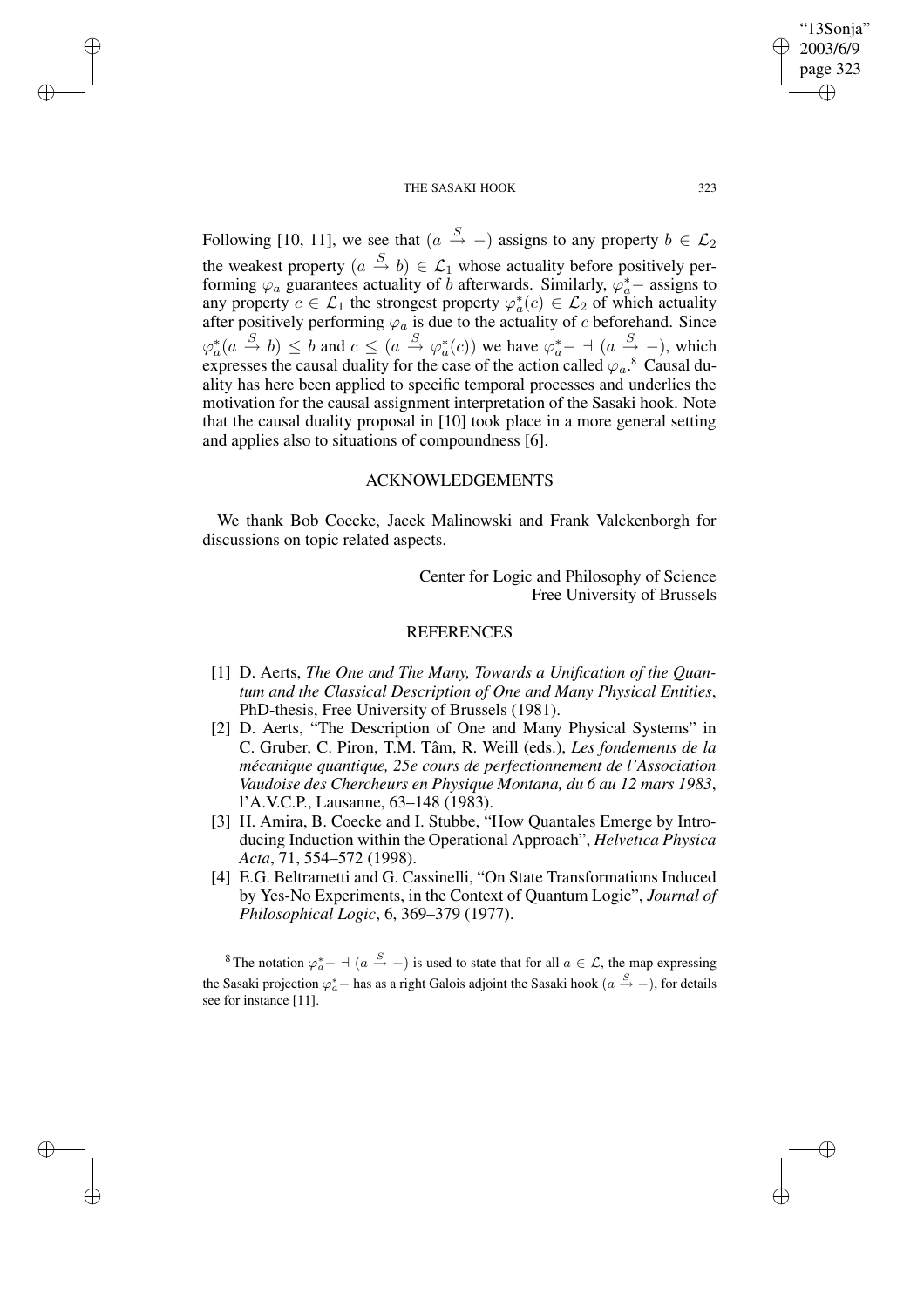Following [10, 11], we see that $(a \stackrel{S}{\to} -)$ assigns to any property $b \in \mathcal{L}_2$ the weakest property $(a \stackrel{S}{\to} b) \in \mathcal{L}_1$ whose actuality before positively performing $\varphi_a$ guarantees actuality of $b$ afterwards. Similarly, $\varphi_a^* -$ assigns to any property $c \in \mathcal{L}_1$ the strongest property $\varphi_a^*(c) \in \mathcal{L}_2$ of which actuality after positively performing $\varphi_a$ is due to the actuality of $c$ beforehand. Since $\varphi_a^*(a \stackrel{S}{\to} b) \leq b$ and $c \leq (a \stackrel{S}{\to} \varphi_a^*(c))$ we have $\varphi_a^* - \dashv (a \stackrel{S}{\to} -)$, which expresses the causal duality for the case of the action called $\varphi_a$.[8] Causal duality has here been applied to specific temporal processes and underlies the motivation for the causal assignment interpretation of the Sasaki hook. Note that the causal duality proposal in [10] took place in a more general setting and applies also to situations of compoundness [6].

## ACKNOWLEDGEMENTS

We thank Bob Coecke, Jacek Malinowski and Frank Valckenborgh for discussions on topic related aspects.

Center for Logic and Philosophy of Science
Free University of Brussels

## REFERENCES

[1] D. Aerts, *The One and The Many, Towards a Unification of the Quantum and the Classical Description of One and Many Physical Entities*, PhD-thesis, Free University of Brussels (1981).

[2] D. Aerts, "The Description of One and Many Physical Systems" in C. Gruber, C. Piron, T.M. Tâm, R. Weill (eds.), *Les fondements de la mécanique quantique, 25e cours de perfectionnement de l'Association Vaudoise des Chercheurs en Physique Montana, du 6 au 12 mars 1983*, l'A.V.C.P., Lausanne, 63–148 (1983).

[3] H. Amira, B. Coecke and I. Stubbe, "How Quantales Emerge by Introducing Induction within the Operational Approach", *Helvetica Physica Acta*, 71, 554–572 (1998).

[4] E.G. Beltrametti and G. Cassinelli, "On State Transformations Induced by Yes-No Experiments, in the Context of Quantum Logic", *Journal of Philosophical Logic*, 6, 369–379 (1977).

[8] The notation $\varphi_a^* - \dashv (a \stackrel{S}{\to} -)$ is used to state that for all $a \in \mathcal{L}$, the map expressing the Sasaki projection $\varphi_a^* -$ has as a right Galois adjoint the Sasaki hook $(a \stackrel{S}{\to} -)$, for details see for instance [11].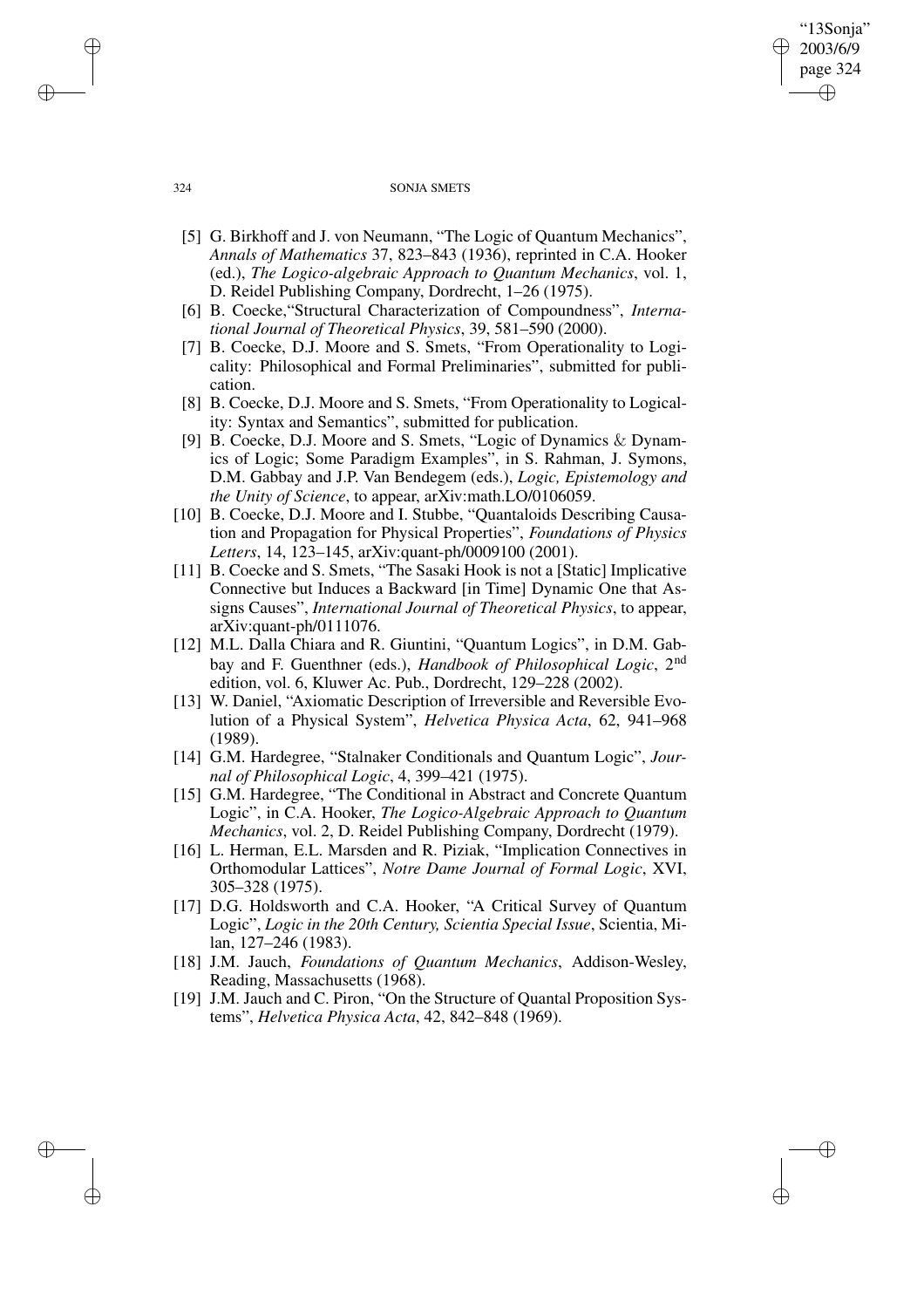[5] G. Birkhoff and J. von Neumann, "The Logic of Quantum Mechanics", *Annals of Mathematics* 37, 823–843 (1936), reprinted in C.A. Hooker (ed.), *The Logico-algebraic Approach to Quantum Mechanics*, vol. 1, D. Reidel Publishing Company, Dordrecht, 1–26 (1975).

[6] B. Coecke,"Structural Characterization of Compoundness", *International Journal of Theoretical Physics*, 39, 581–590 (2000).

[7] B. Coecke, D.J. Moore and S. Smets, "From Operationality to Logicality: Philosophical and Formal Preliminaries", submitted for publication.

[8] B. Coecke, D.J. Moore and S. Smets, "From Operationality to Logicality: Syntax and Semantics", submitted for publication.

[9] B. Coecke, D.J. Moore and S. Smets, "Logic of Dynamics & Dynamics of Logic; Some Paradigm Examples", in S. Rahman, J. Symons, D.M. Gabbay and J.P. Van Bendegem (eds.), *Logic, Epistemology and the Unity of Science*, to appear, arXiv:math.LO/0106059.

[10] B. Coecke, D.J. Moore and I. Stubbe, "Quantaloids Describing Causation and Propagation for Physical Properties", *Foundations of Physics Letters*, 14, 123–145, arXiv:quant-ph/0009100 (2001).

[11] B. Coecke and S. Smets, "The Sasaki Hook is not a [Static] Implicative Connective but Induces a Backward [in Time] Dynamic One that Assigns Causes", *International Journal of Theoretical Physics*, to appear, arXiv:quant-ph/0111076.

[12] M.L. Dalla Chiara and R. Giuntini, "Quantum Logics", in D.M. Gabbay and F. Guenthner (eds.), *Handbook of Philosophical Logic*, 2nd edition, vol. 6, Kluwer Ac. Pub., Dordrecht, 129–228 (2002).

[13] W. Daniel, "Axiomatic Description of Irreversible and Reversible Evolution of a Physical System", *Helvetica Physica Acta*, 62, 941–968 (1989).

[14] G.M. Hardegree, "Stalnaker Conditionals and Quantum Logic", *Journal of Philosophical Logic*, 4, 399–421 (1975).

[15] G.M. Hardegree, "The Conditional in Abstract and Concrete Quantum Logic", in C.A. Hooker, *The Logico-Algebraic Approach to Quantum Mechanics*, vol. 2, D. Reidel Publishing Company, Dordrecht (1979).

[16] L. Herman, E.L. Marsden and R. Piziak, "Implication Connectives in Orthomodular Lattices", *Notre Dame Journal of Formal Logic*, XVI, 305–328 (1975).

[17] D.G. Holdsworth and C.A. Hooker, "A Critical Survey of Quantum Logic", *Logic in the 20th Century, Scientia Special Issue*, Scientia, Milan, 127–246 (1983).

[18] J.M. Jauch, *Foundations of Quantum Mechanics*, Addison-Wesley, Reading, Massachusetts (1968).

[19] J.M. Jauch and C. Piron, "On the Structure of Quantal Proposition Systems", *Helvetica Physica Acta*, 42, 842–848 (1969).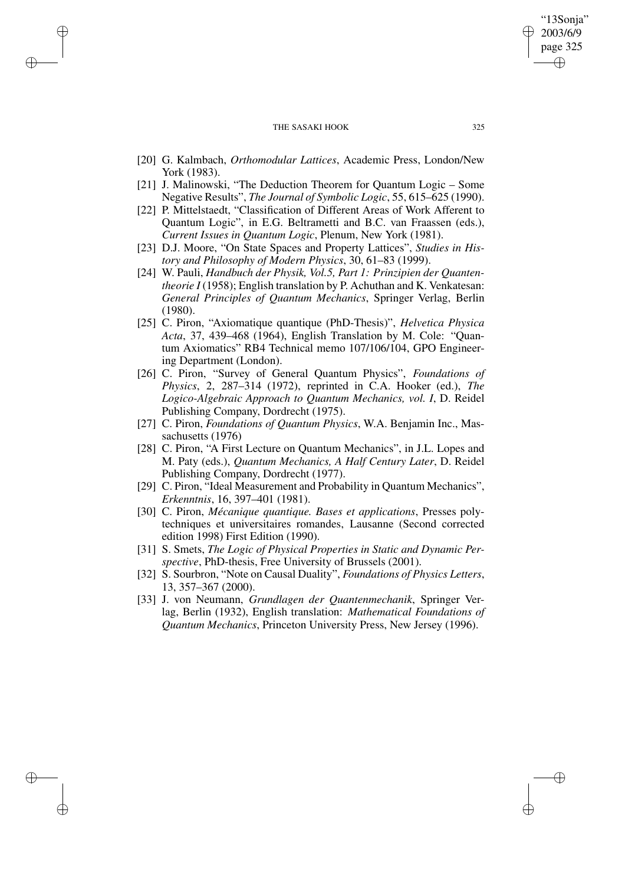- [20] G. Kalmbach, *Orthomodular Lattices*, Academic Press, London/New York (1983).
- [21] J. Malinowski, "The Deduction Theorem for Quantum Logic – Some Negative Results", *The Journal of Symbolic Logic*, 55, 615–625 (1990).
- [22] P. Mittelstaedt, "Classification of Different Areas of Work Afferent to Quantum Logic", in E.G. Beltrametti and B.C. van Fraassen (eds.), *Current Issues in Quantum Logic*, Plenum, New York (1981).
- [23] D.J. Moore, "On State Spaces and Property Lattices", *Studies in History and Philosophy of Modern Physics*, 30, 61–83 (1999).
- [24] W. Pauli, *Handbuch der Physik, Vol.5, Part 1: Prinzipien der Quantentheorie I* (1958); English translation by P. Achuthan and K. Venkatesan: *General Principles of Quantum Mechanics*, Springer Verlag, Berlin (1980).
- [25] C. Piron, "Axiomatique quantique (PhD-Thesis)", *Helvetica Physica Acta*, 37, 439–468 (1964), English Translation by M. Cole: "Quantum Axiomatics" RB4 Technical memo 107/106/104, GPO Engineering Department (London).
- [26] C. Piron, "Survey of General Quantum Physics", *Foundations of Physics*, 2, 287–314 (1972), reprinted in C.A. Hooker (ed.), *The Logico-Algebraic Approach to Quantum Mechanics, vol. I*, D. Reidel Publishing Company, Dordrecht (1975).
- [27] C. Piron, *Foundations of Quantum Physics*, W.A. Benjamin Inc., Massachusetts (1976)
- [28] C. Piron, "A First Lecture on Quantum Mechanics", in J.L. Lopes and M. Paty (eds.), *Quantum Mechanics, A Half Century Later*, D. Reidel Publishing Company, Dordrecht (1977).
- [29] C. Piron, "Ideal Measurement and Probability in Quantum Mechanics", *Erkenntnis*, 16, 397–401 (1981).
- [30] C. Piron, *Mécanique quantique. Bases et applications*, Presses polytechniques et universitaires romandes, Lausanne (Second corrected edition 1998) First Edition (1990).
- [31] S. Smets, *The Logic of Physical Properties in Static and Dynamic Perspective*, PhD-thesis, Free University of Brussels (2001).
- [32] S. Sourbron, "Note on Causal Duality", *Foundations of Physics Letters*, 13, 357–367 (2000).
- [33] J. von Neumann, *Grundlagen der Quantenmechanik*, Springer Verlag, Berlin (1932), English translation: *Mathematical Foundations of Quantum Mechanics*, Princeton University Press, New Jersey (1996).